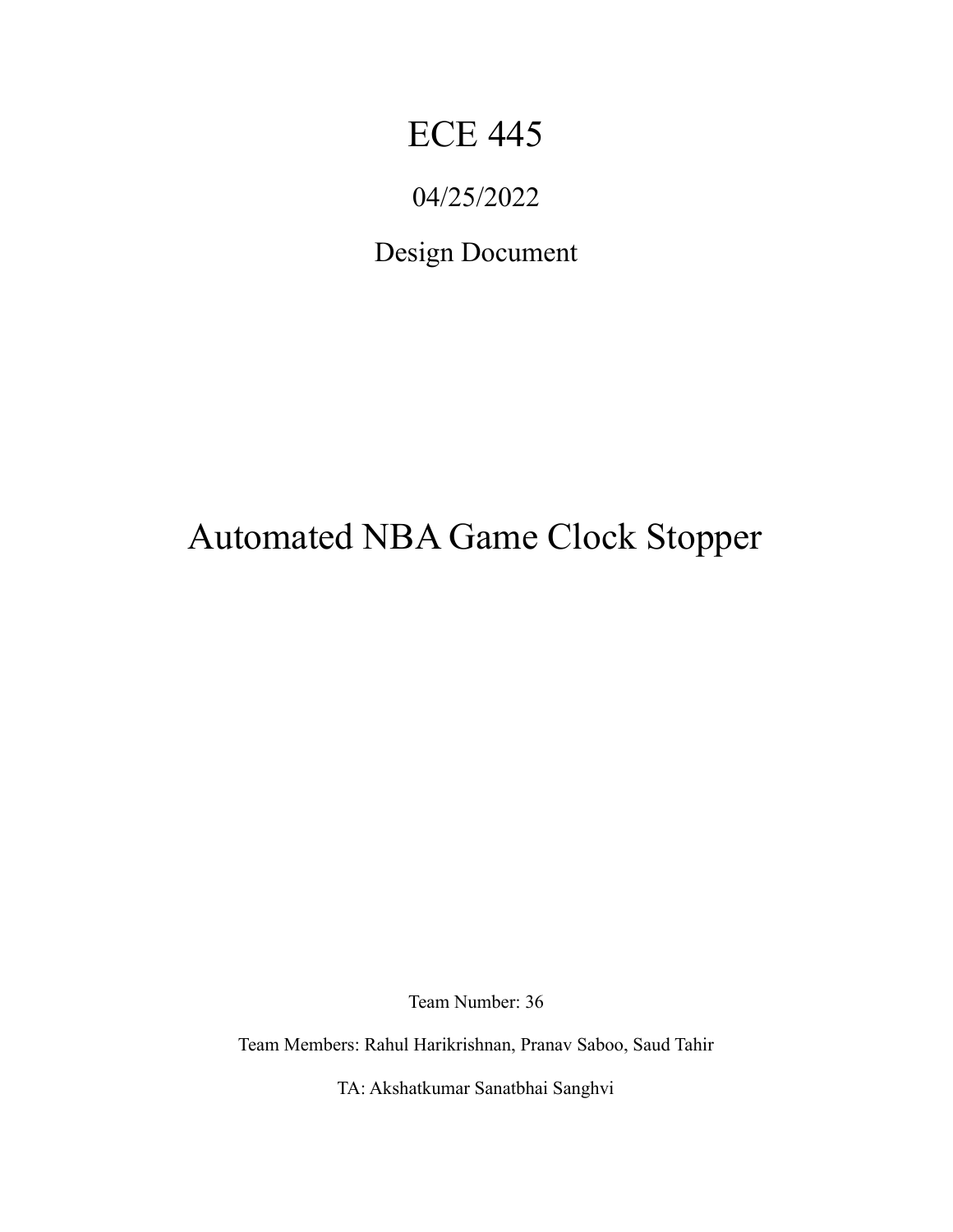# ECE 445

04/25/2022

Design Document

# Automated NBA Game Clock Stopper

Team Number: 36

Team Members: Rahul Harikrishnan, Pranav Saboo, Saud Tahir

TA: Akshatkumar Sanatbhai Sanghvi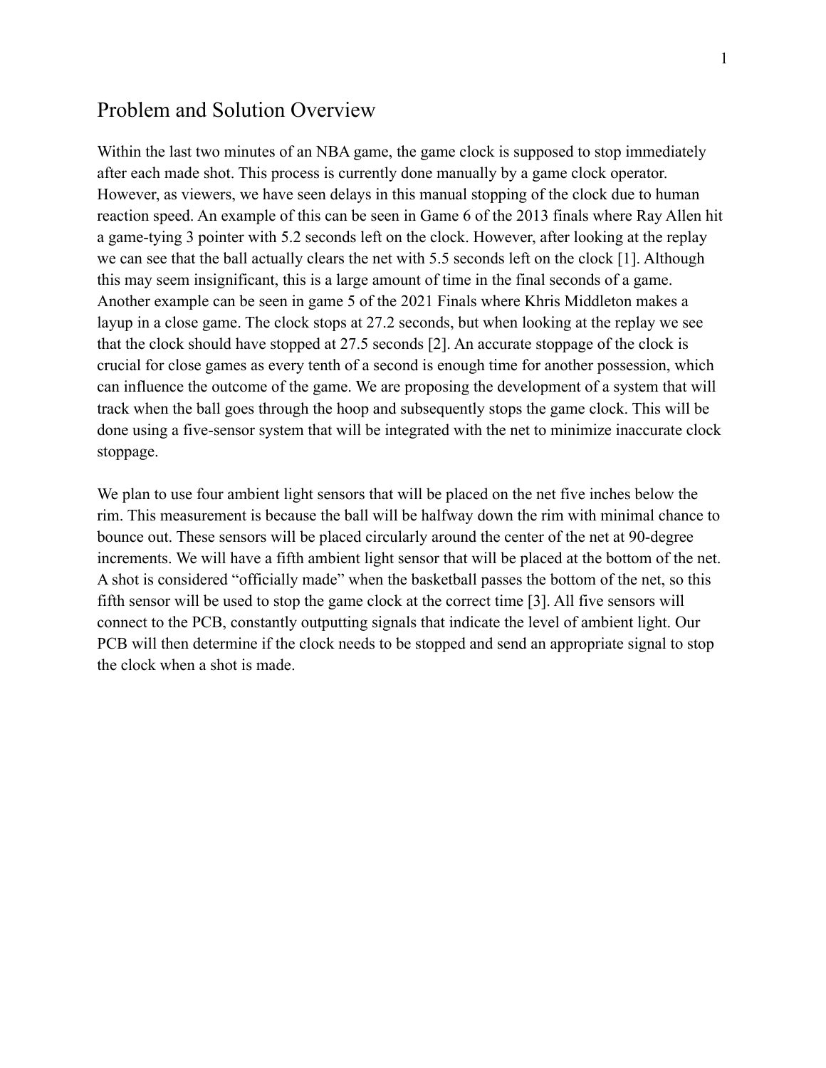# Problem and Solution Overview

Within the last two minutes of an NBA game, the game clock is supposed to stop immediately after each made shot. This process is currently done manually by a game clock operator. However, as viewers, we have seen delays in this manual stopping of the clock due to human reaction speed. An example of this can be seen in Game 6 of the 2013 finals where Ray Allen hit a game-tying 3 pointer with 5.2 seconds left on the clock. However, after looking at the replay we can see that the ball actually clears the net with 5.5 seconds left on the clock [1]. Although this may seem insignificant, this is a large amount of time in the final seconds of a game. Another example can be seen in game 5 of the 2021 Finals where Khris Middleton makes a layup in a close game. The clock stops at 27.2 seconds, but when looking at the replay we see that the clock should have stopped at 27.5 seconds [2]. An accurate stoppage of the clock is crucial for close games as every tenth of a second is enough time for another possession, which can influence the outcome of the game. We are proposing the development of a system that will track when the ball goes through the hoop and subsequently stops the game clock. This will be done using a five-sensor system that will be integrated with the net to minimize inaccurate clock stoppage.

We plan to use four ambient light sensors that will be placed on the net five inches below the rim. This measurement is because the ball will be halfway down the rim with minimal chance to bounce out. These sensors will be placed circularly around the center of the net at 90-degree increments. We will have a fifth ambient light sensor that will be placed at the bottom of the net. A shot is considered "officially made" when the basketball passes the bottom of the net, so this fifth sensor will be used to stop the game clock at the correct time [3]. All five sensors will connect to the PCB, constantly outputting signals that indicate the level of ambient light. Our PCB will then determine if the clock needs to be stopped and send an appropriate signal to stop the clock when a shot is made.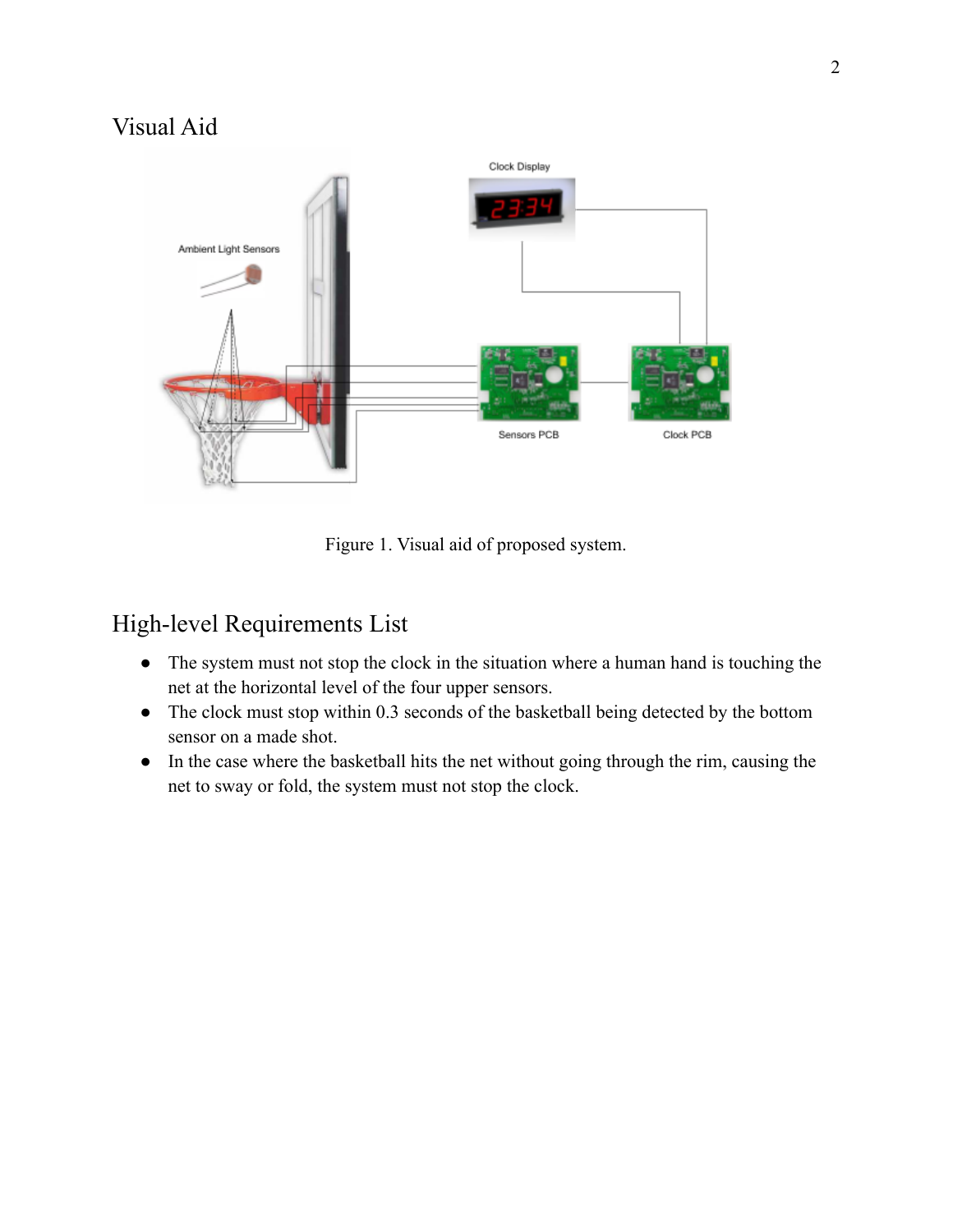## Visual Aid

Figure 1. Visual aid of proposed system.

## High-level Requirements List

- The system must not stop the clock in the situation where a human hand is touching the net at the horizontal level of the four upper sensors.
- The clock must stop within 0.3 seconds of the basketball being detected by the bottom sensor on a made shot.
- In the case where the basketball hits the net without going through the rim, causing the net to sway or fold, the system must not stop the clock.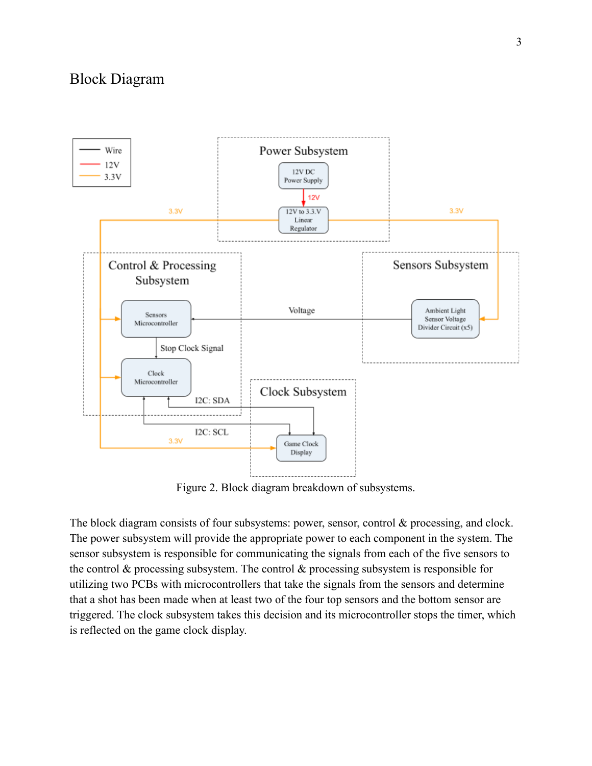## Block Diagram

Figure 2. Block diagram breakdown of subsystems.

The block diagram consists of four subsystems: power, sensor, control & processing, and clock. The power subsystem will provide the appropriate power to each component in the system. The sensor subsystem is responsible for communicating the signals from each of the five sensors to the control & processing subsystem. The control & processing subsystem is responsible for utilizing two PCBs with microcontrollers that take the signals from the sensors and determine that a shot has been made when at least two of the four top sensors and the bottom sensor are triggered. The clock subsystem takes this decision and its microcontroller stops the timer, which is reflected on the game clock display.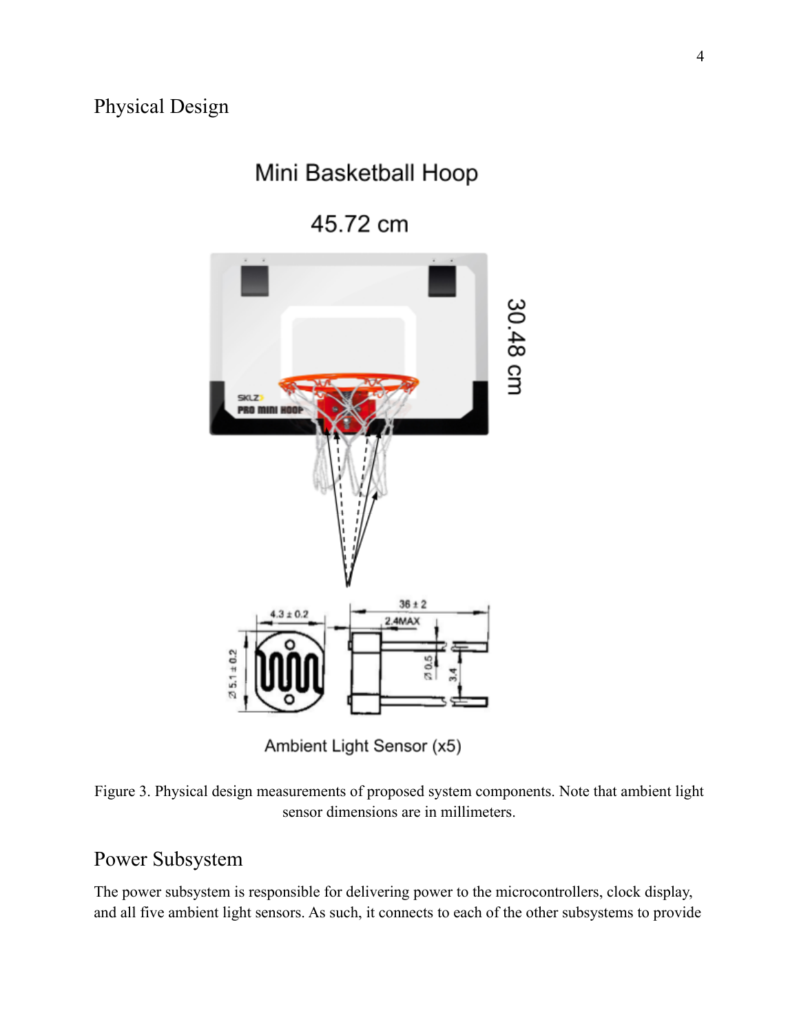## Physical Design

Mini Basketball Hoop

45.72 cm

30.48 cm

Ambient Light Sensor (x5)

Figure 3. Physical design measurements of proposed system components. Note that ambient light sensor dimensions are in millimeters.

## Power Subsystem

The power subsystem is responsible for delivering power to the microcontrollers, clock display, and all five ambient light sensors. As such, it connects to each of the other subsystems to provide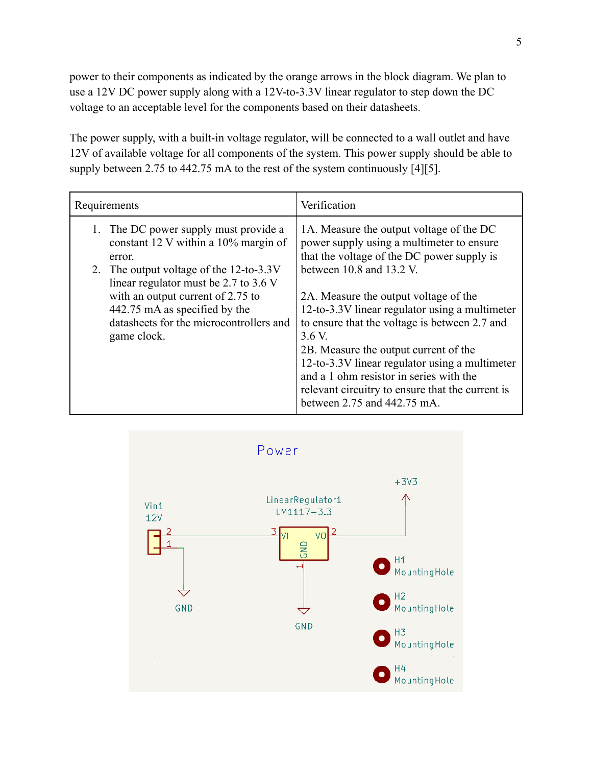power to their components as indicated by the orange arrows in the block diagram. We plan to use a 12V DC power supply along with a 12V-to-3.3V linear regulator to step down the DC voltage to an acceptable level for the components based on their datasheets.

The power supply, with a built-in voltage regulator, will be connected to a wall outlet and have 12V of available voltage for all components of the system. This power supply should be able to supply between 2.75 to 442.75 mA to the rest of the system continuously [4][5].

| Requirements | Verification |
| --- | --- |
| 1. The DC power supply must provide a constant 12 V within a 10% margin of error.<br>2. The output voltage of the 12-to-3.3V linear regulator must be 2.7 to 3.6 V with an output current of 2.75 to 442.75 mA as specified by the datasheets for the microcontrollers and game clock. | 1A. Measure the output voltage of the DC power supply using a multimeter to ensure that the voltage of the DC power supply is between 10.8 and 13.2 V.<br><br>2A. Measure the output voltage of the 12-to-3.3V linear regulator using a multimeter to ensure that the voltage is between 2.7 and 3.6 V.<br>2B. Measure the output current of the 12-to-3.3V linear regulator using a multimeter and a 1 ohm resistor in series with the relevant circuitry to ensure that the current is between 2.75 and 442.75 mA. |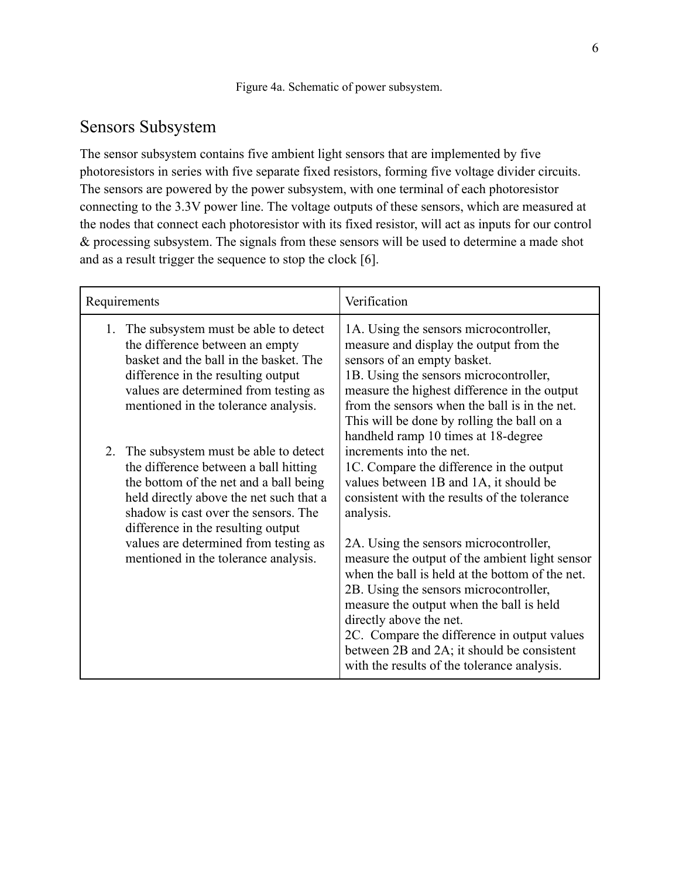Figure 4a. Schematic of power subsystem.

## Sensors Subsystem

The sensor subsystem contains five ambient light sensors that are implemented by five photoresistors in series with five separate fixed resistors, forming five voltage divider circuits. The sensors are powered by the power subsystem, with one terminal of each photoresistor connecting to the 3.3V power line. The voltage outputs of these sensors, which are measured at the nodes that connect each photoresistor with its fixed resistor, will act as inputs for our control & processing subsystem. The signals from these sensors will be used to determine a made shot and as a result trigger the sequence to stop the clock [6].

| Requirements | Verification |
|---|---|
| 1. The subsystem must be able to detect the difference between an empty basket and the ball in the basket. The difference in the resulting output values are determined from testing as mentioned in the tolerance analysis.<br><br>2. The subsystem must be able to detect the difference between a ball hitting the bottom of the net and a ball being held directly above the net such that a shadow is cast over the sensors. The difference in the resulting output values are determined from testing as mentioned in the tolerance analysis. | 1A. Using the sensors microcontroller, measure and display the output from the sensors of an empty basket.<br>1B. Using the sensors microcontroller, measure the highest difference in the output from the sensors when the ball is in the net. This will be done by rolling the ball on a handheld ramp 10 times at 18-degree increments into the net.<br>1C. Compare the difference in the output values between 1B and 1A, it should be consistent with the results of the tolerance analysis.<br><br>2A. Using the sensors microcontroller, measure the output of the ambient light sensor when the ball is held at the bottom of the net.<br>2B. Using the sensors microcontroller, measure the output when the ball is held directly above the net.<br>2C. Compare the difference in output values between 2B and 2A; it should be consistent with the results of the tolerance analysis. |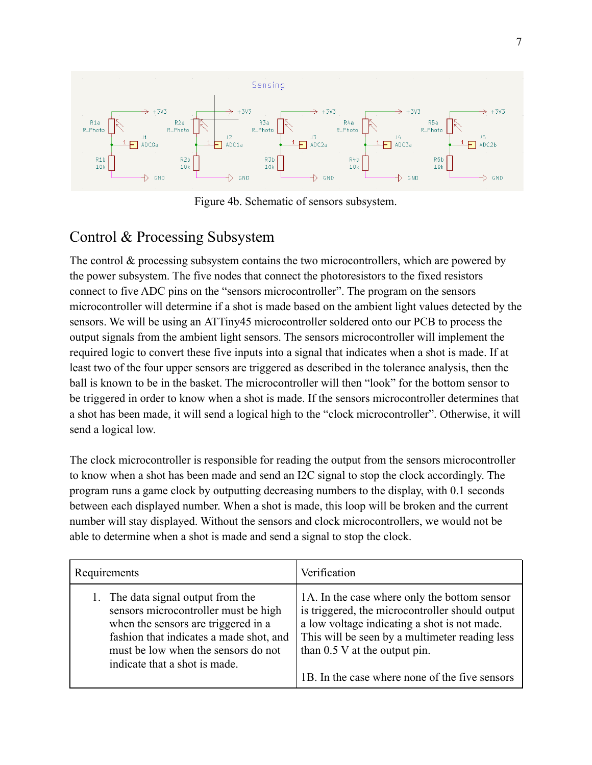Figure 4b. Schematic of sensors subsystem.

## Control & Processing Subsystem

The control & processing subsystem contains the two microcontrollers, which are powered by the power subsystem. The five nodes that connect the photoresistors to the fixed resistors connect to five ADC pins on the "sensors microcontroller". The program on the sensors microcontroller will determine if a shot is made based on the ambient light values detected by the sensors. We will be using an ATTiny45 microcontroller soldered onto our PCB to process the output signals from the ambient light sensors. The sensors microcontroller will implement the required logic to convert these five inputs into a signal that indicates when a shot is made. If at least two of the four upper sensors are triggered as described in the tolerance analysis, then the ball is known to be in the basket. The microcontroller will then "look" for the bottom sensor to be triggered in order to know when a shot is made. If the sensors microcontroller determines that a shot has been made, it will send a logical high to the "clock microcontroller". Otherwise, it will send a logical low.

The clock microcontroller is responsible for reading the output from the sensors microcontroller to know when a shot has been made and send an I2C signal to stop the clock accordingly. The program runs a game clock by outputting decreasing numbers to the display, with 0.1 seconds between each displayed number. When a shot is made, this loop will be broken and the current number will stay displayed. Without the sensors and clock microcontrollers, we would not be able to determine when a shot is made and send a signal to stop the clock.

| Requirements | Verification |
| --- | --- |
| 1. The data signal output from the sensors microcontroller must be high when the sensors are triggered in a fashion that indicates a made shot, and must be low when the sensors do not indicate that a shot is made. | 1A. In the case where only the bottom sensor is triggered, the microcontroller should output a low voltage indicating a shot is not made. This will be seen by a multimeter reading less than 0.5 V at the output pin.<br><br>1B. In the case where none of the five sensors |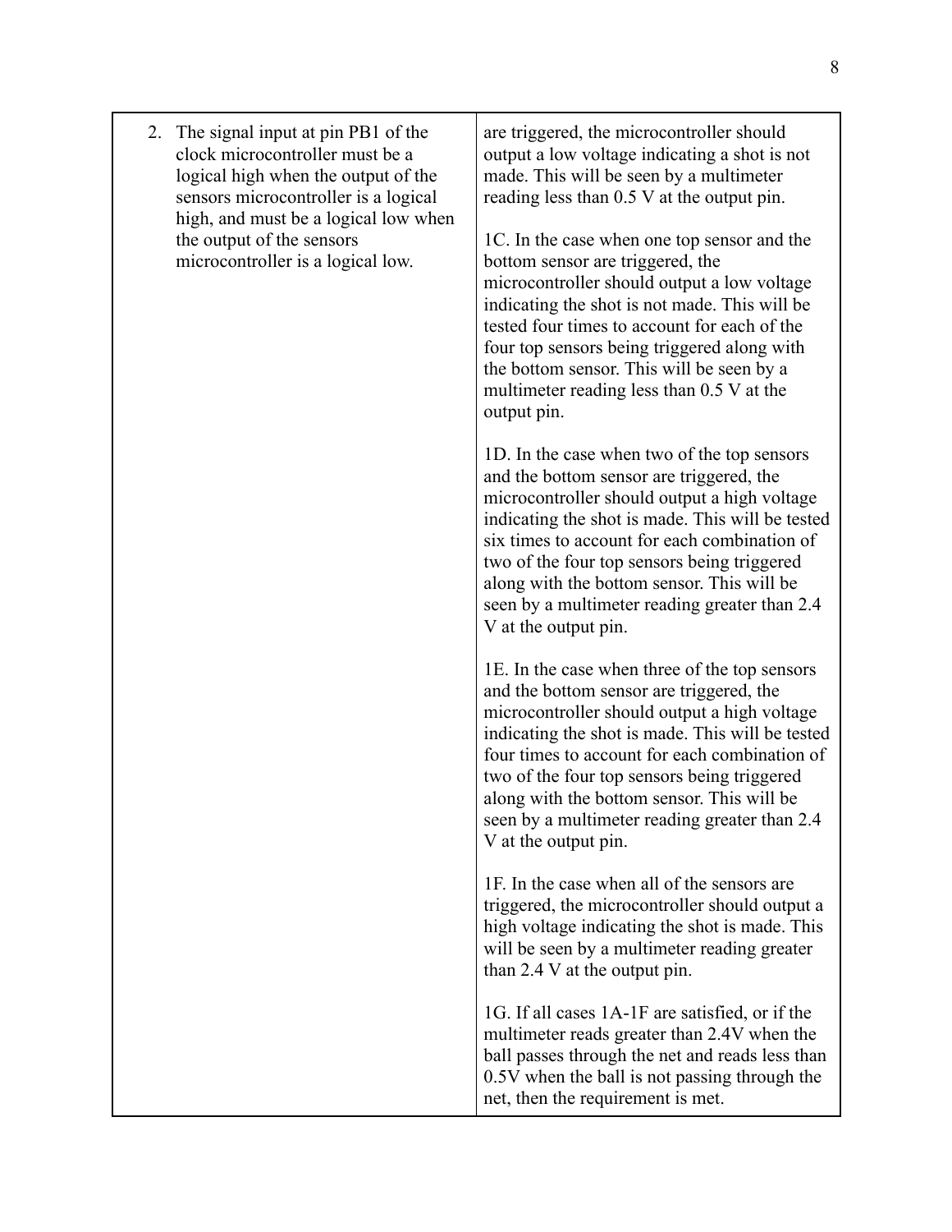| | |
|---|---|
| 2. The signal input at pin PB1 of the clock microcontroller must be a logical high when the output of the sensors microcontroller is a logical high, and must be a logical low when the output of the sensors microcontroller is a logical low. | are triggered, the microcontroller should output a low voltage indicating a shot is not made. This will be seen by a multimeter reading less than 0.5 V at the output pin.<br><br>1C. In the case when one top sensor and the bottom sensor are triggered, the microcontroller should output a low voltage indicating the shot is not made. This will be tested four times to account for each of the four top sensors being triggered along with the bottom sensor. This will be seen by a multimeter reading less than 0.5 V at the output pin.<br><br>1D. In the case when two of the top sensors and the bottom sensor are triggered, the microcontroller should output a high voltage indicating the shot is made. This will be tested six times to account for each combination of two of the four top sensors being triggered along with the bottom sensor. This will be seen by a multimeter reading greater than 2.4 V at the output pin.<br><br>1E. In the case when three of the top sensors and the bottom sensor are triggered, the microcontroller should output a high voltage indicating the shot is made. This will be tested four times to account for each combination of two of the four top sensors being triggered along with the bottom sensor. This will be seen by a multimeter reading greater than 2.4 V at the output pin.<br><br>1F. In the case when all of the sensors are triggered, the microcontroller should output a high voltage indicating the shot is made. This will be seen by a multimeter reading greater than 2.4 V at the output pin.<br><br>1G. If all cases 1A-1F are satisfied, or if the multimeter reads greater than 2.4V when the ball passes through the net and reads less than 0.5V when the ball is not passing through the net, then the requirement is met. |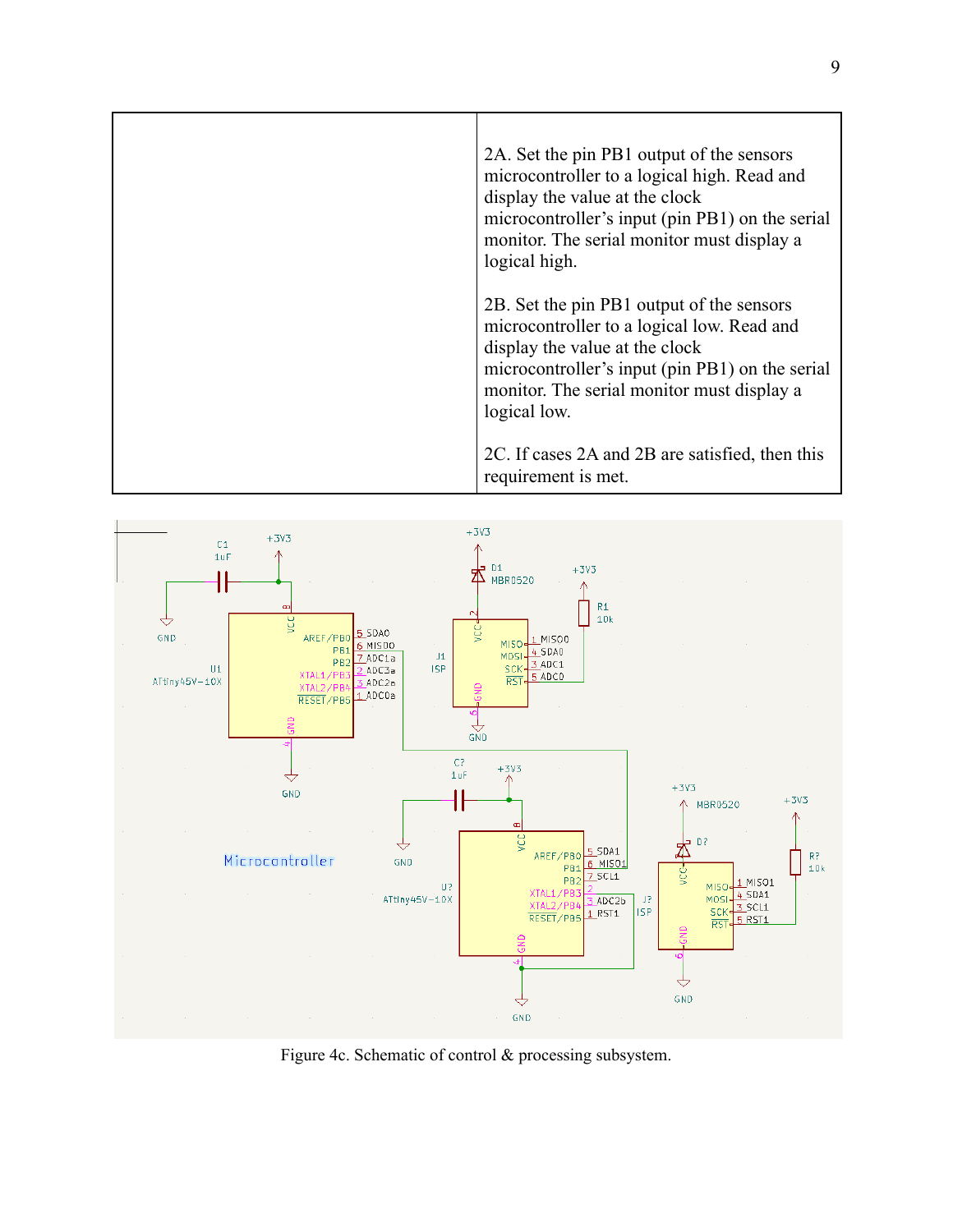| | |
|---|---|
| | 2A. Set the pin PB1 output of the sensors microcontroller to a logical high. Read and display the value at the clock microcontroller's input (pin PB1) on the serial monitor. The serial monitor must display a logical high.<br><br>2B. Set the pin PB1 output of the sensors microcontroller to a logical low. Read and display the value at the clock microcontroller's input (pin PB1) on the serial monitor. The serial monitor must display a logical low.<br><br>2C. If cases 2A and 2B are satisfied, then this requirement is met. |

Figure 4c. Schematic of control & processing subsystem.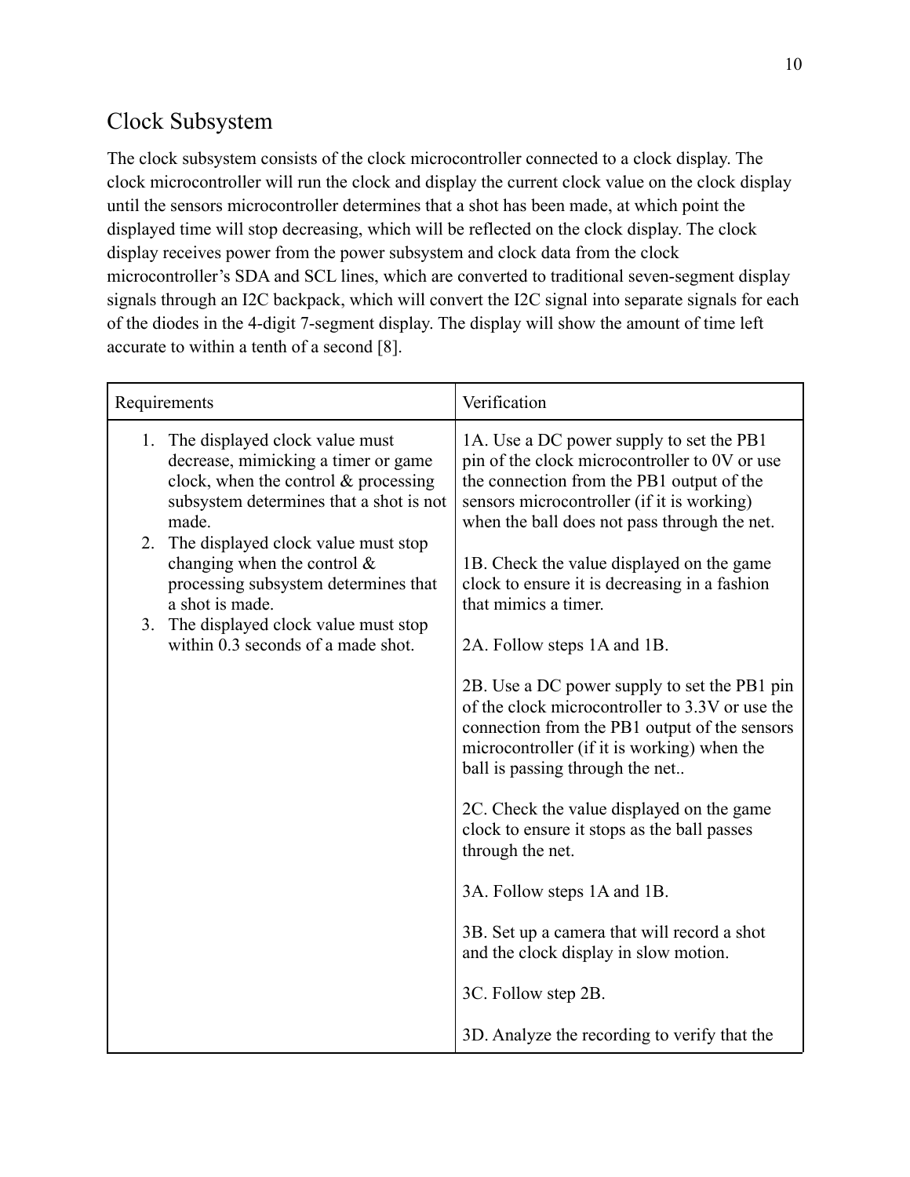## Clock Subsystem

The clock subsystem consists of the clock microcontroller connected to a clock display. The clock microcontroller will run the clock and display the current clock value on the clock display until the sensors microcontroller determines that a shot has been made, at which point the displayed time will stop decreasing, which will be reflected on the clock display. The clock display receives power from the power subsystem and clock data from the clock microcontroller's SDA and SCL lines, which are converted to traditional seven-segment display signals through an I2C backpack, which will convert the I2C signal into separate signals for each of the diodes in the 4-digit 7-segment display. The display will show the amount of time left accurate to within a tenth of a second [8].

| Requirements | Verification |
| --- | --- |
| 1. The displayed clock value must decrease, mimicking a timer or game clock, when the control & processing subsystem determines that a shot is not made.<br>2. The displayed clock value must stop changing when the control & processing subsystem determines that a shot is made.<br>3. The displayed clock value must stop within 0.3 seconds of a made shot. | 1A. Use a DC power supply to set the PB1 pin of the clock microcontroller to 0V or use the connection from the PB1 output of the sensors microcontroller (if it is working) when the ball does not pass through the net.<br><br>1B. Check the value displayed on the game clock to ensure it is decreasing in a fashion that mimics a timer.<br><br>2A. Follow steps 1A and 1B.<br><br>2B. Use a DC power supply to set the PB1 pin of the clock microcontroller to 3.3V or use the connection from the PB1 output of the sensors microcontroller (if it is working) when the ball is passing through the net..<br><br>2C. Check the value displayed on the game clock to ensure it stops as the ball passes through the net.<br><br>3A. Follow steps 1A and 1B.<br><br>3B. Set up a camera that will record a shot and the clock display in slow motion.<br><br>3C. Follow step 2B.<br><br>3D. Analyze the recording to verify that the |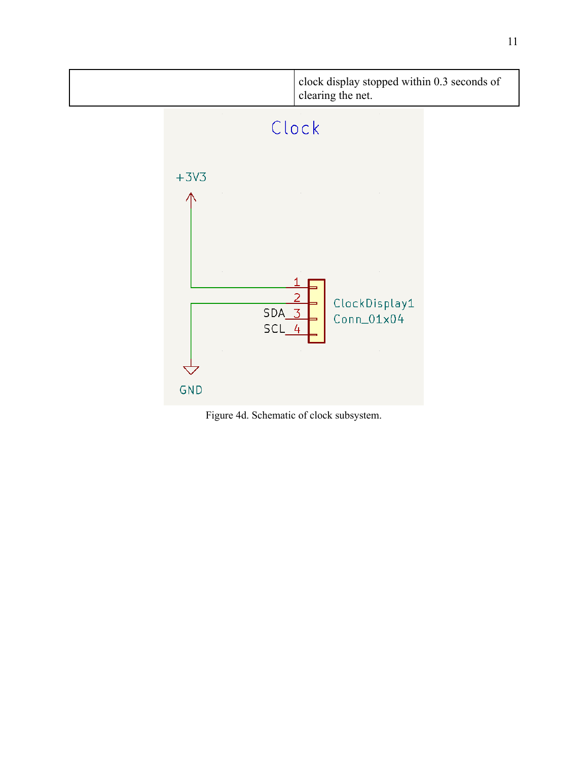|  | clock display stopped within 0.3 seconds of clearing the net. |
|---|---|

Figure 4d. Schematic of clock subsystem.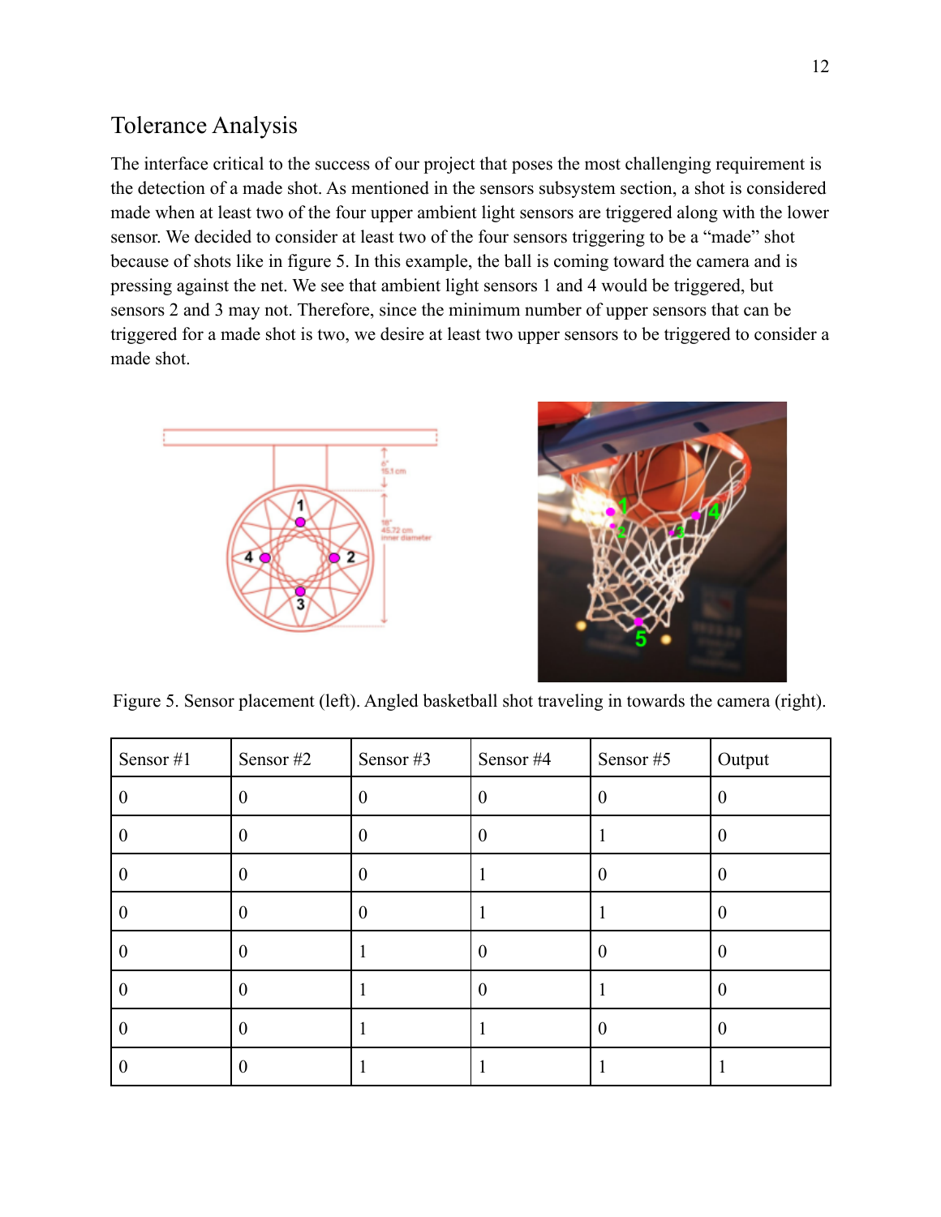## Tolerance Analysis

The interface critical to the success of our project that poses the most challenging requirement is the detection of a made shot. As mentioned in the sensors subsystem section, a shot is considered made when at least two of the four upper ambient light sensors are triggered along with the lower sensor. We decided to consider at least two of the four sensors triggering to be a "made" shot because of shots like in figure 5. In this example, the ball is coming toward the camera and is pressing against the net. We see that ambient light sensors 1 and 4 would be triggered, but sensors 2 and 3 may not. Therefore, since the minimum number of upper sensors that can be triggered for a made shot is two, we desire at least two upper sensors to be triggered to consider a made shot.

Figure 5. Sensor placement (left). Angled basketball shot traveling in towards the camera (right).

| Sensor #1 | Sensor #2 | Sensor #3 | Sensor #4 | Sensor #5 | Output |
|---|---|---|---|---|---|
| 0 | 0 | 0 | 0 | 0 | 0 |
| 0 | 0 | 0 | 0 | 1 | 0 |
| 0 | 0 | 0 | 1 | 0 | 0 |
| 0 | 0 | 0 | 1 | 1 | 0 |
| 0 | 0 | 1 | 0 | 0 | 0 |
| 0 | 0 | 1 | 0 | 1 | 0 |
| 0 | 0 | 1 | 1 | 0 | 0 |
| 0 | 0 | 1 | 1 | 1 | 1 |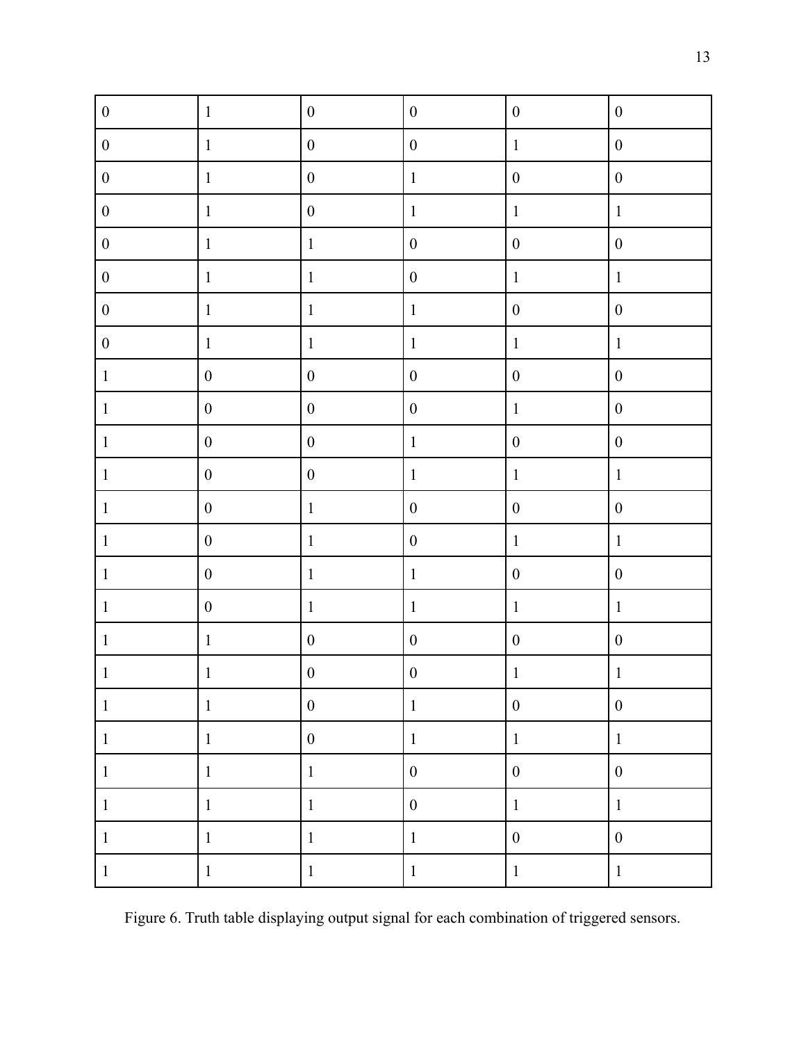| | | | | | |
|---|---|---|---|---|---|
| 0 | 1 | 0 | 0 | 0 | 0 |
| 0 | 1 | 0 | 0 | 1 | 0 |
| 0 | 1 | 0 | 1 | 0 | 0 |
| 0 | 1 | 0 | 1 | 1 | 1 |
| 0 | 1 | 1 | 0 | 0 | 0 |
| 0 | 1 | 1 | 0 | 1 | 1 |
| 0 | 1 | 1 | 1 | 0 | 0 |
| 0 | 1 | 1 | 1 | 1 | 1 |
| 1 | 0 | 0 | 0 | 0 | 0 |
| 1 | 0 | 0 | 0 | 1 | 0 |
| 1 | 0 | 0 | 1 | 0 | 0 |
| 1 | 0 | 0 | 1 | 1 | 1 |
| 1 | 0 | 1 | 0 | 0 | 0 |
| 1 | 0 | 1 | 0 | 1 | 1 |
| 1 | 0 | 1 | 1 | 0 | 0 |
| 1 | 0 | 1 | 1 | 1 | 1 |
| 1 | 1 | 0 | 0 | 0 | 0 |
| 1 | 1 | 0 | 0 | 1 | 1 |
| 1 | 1 | 0 | 1 | 0 | 0 |
| 1 | 1 | 0 | 1 | 1 | 1 |
| 1 | 1 | 1 | 0 | 0 | 0 |
| 1 | 1 | 1 | 0 | 1 | 1 |
| 1 | 1 | 1 | 1 | 0 | 0 |
| 1 | 1 | 1 | 1 | 1 | 1 |

Figure 6. Truth table displaying output signal for each combination of triggered sensors.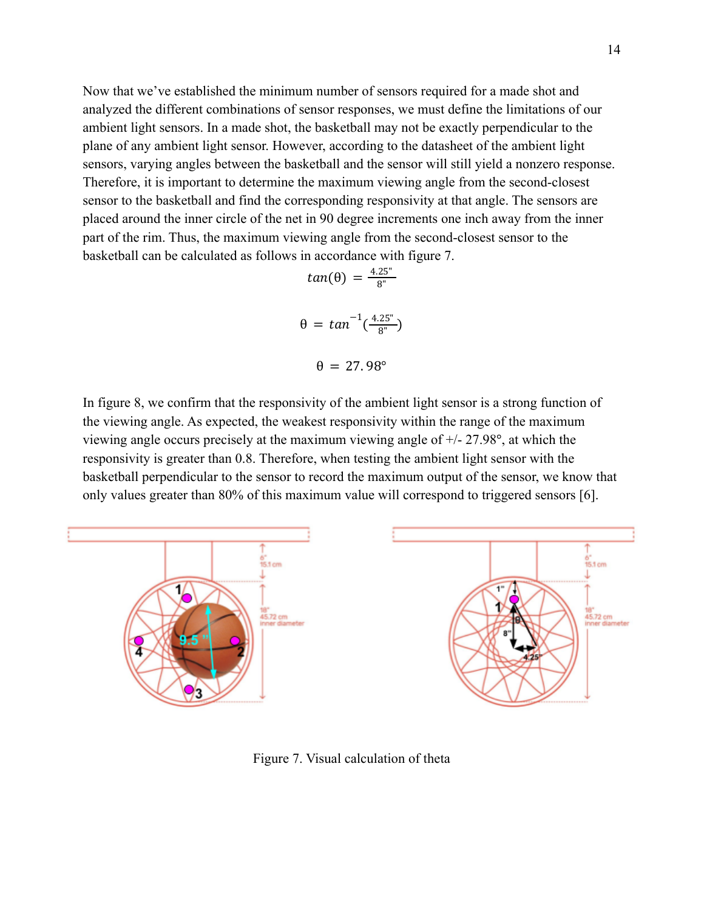Now that we've established the minimum number of sensors required for a made shot and analyzed the different combinations of sensor responses, we must define the limitations of our ambient light sensors. In a made shot, the basketball may not be exactly perpendicular to the plane of any ambient light sensor. However, according to the datasheet of the ambient light sensors, varying angles between the basketball and the sensor will still yield a nonzero response. Therefore, it is important to determine the maximum viewing angle from the second-closest sensor to the basketball and find the corresponding responsivity at that angle. The sensors are placed around the inner circle of the net in 90 degree increments one inch away from the inner part of the rim. Thus, the maximum viewing angle from the second-closest sensor to the basketball can be calculated as follows in accordance with figure 7.

$$tan(\theta) = \frac{4.25"}{8"}$$

$$\theta = tan^{-1}(\frac{4.25"}{8"})$$

$$\theta = 27.98°$$

In figure 8, we confirm that the responsivity of the ambient light sensor is a strong function of the viewing angle. As expected, the weakest responsivity within the range of the maximum viewing angle occurs precisely at the maximum viewing angle of +/- 27.98°, at which the responsivity is greater than 0.8. Therefore, when testing the ambient light sensor with the basketball perpendicular to the sensor to record the maximum output of the sensor, we know that only values greater than 80% of this maximum value will correspond to triggered sensors [6].

Figure 7. Visual calculation of theta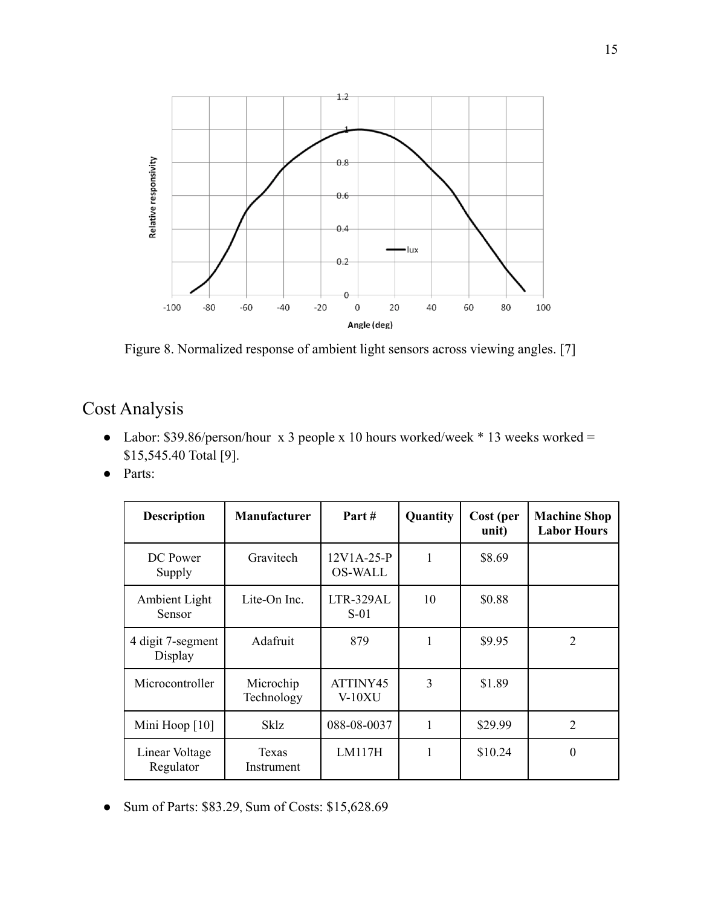Figure 8. Normalized response of ambient light sensors across viewing angles. [7]

## Cost Analysis

- Labor: $39.86/person/hour  x 3 people x 10 hours worked/week * 13 weeks worked = $15,545.40 Total [9].
- Parts:

| Description | Manufacturer | Part # | Quantity | Cost (per unit) | Machine Shop Labor Hours |
|---|---|---|---|---|---|
| DC Power Supply | Gravitech | 12V1A-25-POS-WALL | 1 | $8.69 | |
| Ambient Light Sensor | Lite-On Inc. | LTR-329ALS-01 | 10 | $0.88 | |
| 4 digit 7-segment Display | Adafruit | 879 | 1 | $9.95 | 2 |
| Microcontroller | Microchip Technology | ATTINY45V-10XU | 3 | $1.89 | |
| Mini Hoop [10] | Sklz | 088-08-0037 | 1 | $29.99 | 2 |
| Linear Voltage Regulator | Texas Instrument | LM117H | 1 | $10.24 | 0 |

- Sum of Parts: $83.29, Sum of Costs: $15,628.69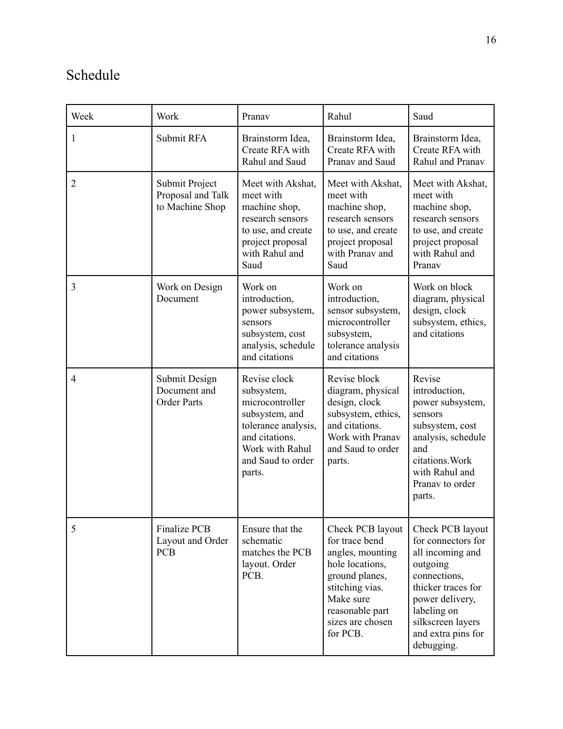## Schedule

| Week | Work | Pranav | Rahul | Saud |
|---|---|---|---|---|
| 1 | Submit RFA | Brainstorm Idea, Create RFA with Rahul and Saud | Brainstorm Idea, Create RFA with Pranav and Saud | Brainstorm Idea, Create RFA with Rahul and Pranav |
| 2 | Submit Project Proposal and Talk to Machine Shop | Meet with Akshat, meet with machine shop, research sensors to use, and create project proposal with Rahul and Saud | Meet with Akshat, meet with machine shop, research sensors to use, and create project proposal with Pranav and Saud | Meet with Akshat, meet with machine shop, research sensors to use, and create project proposal with Rahul and Pranav |
| 3 | Work on Design Document | Work on introduction, power subsystem, sensors subsystem, cost analysis, schedule and citations | Work on introduction, sensor subsystem, microcontroller subsystem, tolerance analysis and citations | Work on block diagram, physical design, clock subsystem, ethics, and citations |
| 4 | Submit Design Document and Order Parts | Revise clock subsystem, microcontroller subsystem, and tolerance analysis, and citations. Work with Rahul and Saud to order parts. | Revise block diagram, physical design, clock subsystem, ethics, and citations. Work with Pranav and Saud to order parts. | Revise introduction, power subsystem, sensors subsystem, cost analysis, schedule and citations.Work with Rahul and Pranav to order parts. |
| 5 | Finalize PCB Layout and Order PCB | Ensure that the schematic matches the PCB layout. Order PCB. | Check PCB layout for trace bend angles, mounting hole locations, ground planes, stitching vias. Make sure reasonable part sizes are chosen for PCB. | Check PCB layout for connectors for all incoming and outgoing connections, thicker traces for power delivery, labeling on silkscreen layers and extra pins for debugging. |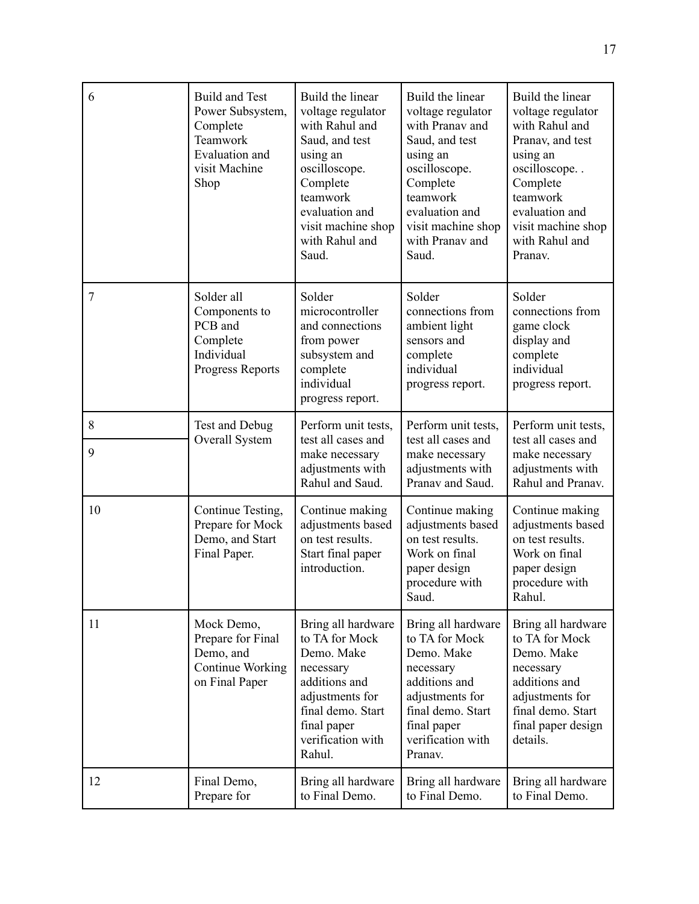| 6 | Build and Test Power Subsystem, Complete Teamwork Evaluation and visit Machine Shop | Build the linear voltage regulator with Rahul and Saud, and test using an oscilloscope. Complete teamwork evaluation and visit machine shop with Rahul and Saud. | Build the linear voltage regulator with Pranav and Saud, and test using an oscilloscope. Complete teamwork evaluation and visit machine shop with Pranav and Saud. | Build the linear voltage regulator with Rahul and Pranav, and test using an oscilloscope. . Complete teamwork evaluation and visit machine shop with Rahul and Pranav. |
|---|---|---|---|---|
| 7 | Solder all Components to PCB and Complete Individual Progress Reports | Solder microcontroller and connections from power subsystem and complete individual progress report. | Solder connections from ambient light sensors and complete individual progress report. | Solder connections from game clock display and complete individual progress report. |
| 8<br>9 | Test and Debug Overall System | Perform unit tests, test all cases and make necessary adjustments with Rahul and Saud. | Perform unit tests, test all cases and make necessary adjustments with Pranav and Saud. | Perform unit tests, test all cases and make necessary adjustments with Rahul and Pranav. |
| 10 | Continue Testing, Prepare for Mock Demo, and Start Final Paper. | Continue making adjustments based on test results. Start final paper introduction. | Continue making adjustments based on test results. Work on final paper design procedure with Saud. | Continue making adjustments based on test results. Work on final paper design procedure with Rahul. |
| 11 | Mock Demo, Prepare for Final Demo, and Continue Working on Final Paper | Bring all hardware to TA for Mock Demo. Make necessary additions and adjustments for final demo. Start final paper verification with Rahul. | Bring all hardware to TA for Mock Demo. Make necessary additions and adjustments for final demo. Start final paper verification with Pranav. | Bring all hardware to TA for Mock Demo. Make necessary additions and adjustments for final demo. Start final paper design details. |
| 12 | Final Demo, Prepare for | Bring all hardware to Final Demo. | Bring all hardware to Final Demo. | Bring all hardware to Final Demo. |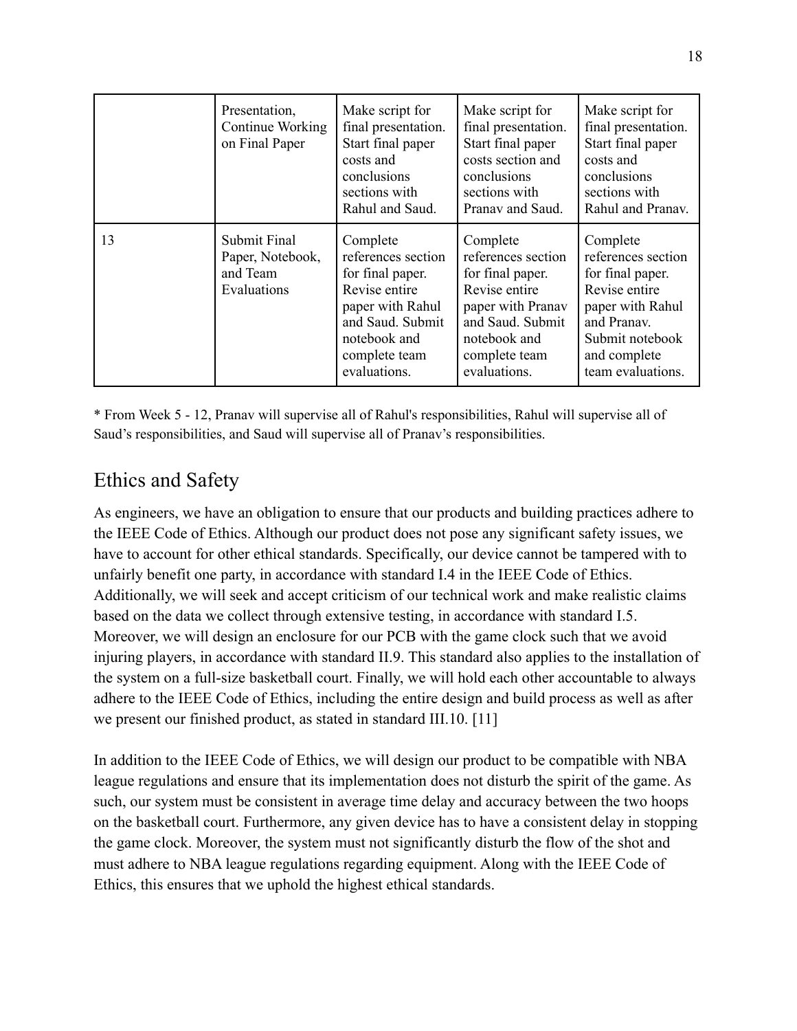| | | | | |
|---|---|---|---|---|
| | Presentation, Continue Working on Final Paper | Make script for final presentation. Start final paper costs and conclusions sections with Rahul and Saud. | Make script for final presentation. Start final paper costs section and conclusions sections with Pranav and Saud. | Make script for final presentation. Start final paper costs and conclusions sections with Rahul and Pranav. |
| 13 | Submit Final Paper, Notebook, and Team Evaluations | Complete references section for final paper. Revise entire paper with Rahul and Saud. Submit notebook and complete team evaluations. | Complete references section for final paper. Revise entire paper with Pranav and Saud. Submit notebook and complete team evaluations. | Complete references section for final paper. Revise entire paper with Rahul and Pranav. Submit notebook and complete team evaluations. |

* From Week 5 - 12, Pranav will supervise all of Rahul's responsibilities, Rahul will supervise all of Saud's responsibilities, and Saud will supervise all of Pranav's responsibilities.

## Ethics and Safety

As engineers, we have an obligation to ensure that our products and building practices adhere to the IEEE Code of Ethics. Although our product does not pose any significant safety issues, we have to account for other ethical standards. Specifically, our device cannot be tampered with to unfairly benefit one party, in accordance with standard I.4 in the IEEE Code of Ethics. Additionally, we will seek and accept criticism of our technical work and make realistic claims based on the data we collect through extensive testing, in accordance with standard I.5. Moreover, we will design an enclosure for our PCB with the game clock such that we avoid injuring players, in accordance with standard II.9. This standard also applies to the installation of the system on a full-size basketball court. Finally, we will hold each other accountable to always adhere to the IEEE Code of Ethics, including the entire design and build process as well as after we present our finished product, as stated in standard III.10. [11]

In addition to the IEEE Code of Ethics, we will design our product to be compatible with NBA league regulations and ensure that its implementation does not disturb the spirit of the game. As such, our system must be consistent in average time delay and accuracy between the two hoops on the basketball court. Furthermore, any given device has to have a consistent delay in stopping the game clock. Moreover, the system must not significantly disturb the flow of the shot and must adhere to NBA league regulations regarding equipment. Along with the IEEE Code of Ethics, this ensures that we uphold the highest ethical standards.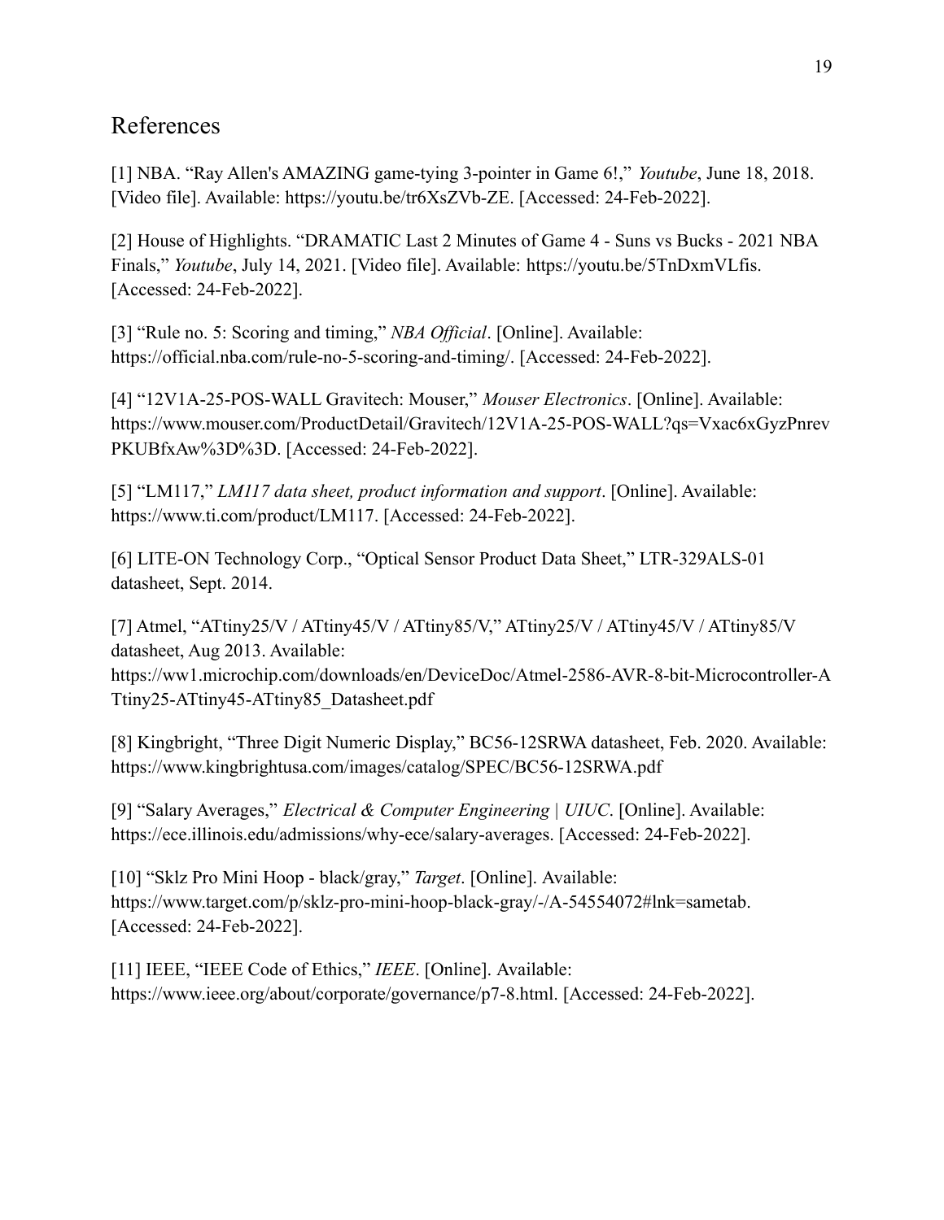## References

[1] NBA. "Ray Allen's AMAZING game-tying 3-pointer in Game 6!," *Youtube*, June 18, 2018. [Video file]. Available: https://youtu.be/tr6XsZVb-ZE. [Accessed: 24-Feb-2022].

[2] House of Highlights. "DRAMATIC Last 2 Minutes of Game 4 - Suns vs Bucks - 2021 NBA Finals," *Youtube*, July 14, 2021. [Video file]. Available: https://youtu.be/5TnDxmVLfis. [Accessed: 24-Feb-2022].

[3] "Rule no. 5: Scoring and timing," *NBA Official*. [Online]. Available: https://official.nba.com/rule-no-5-scoring-and-timing/. [Accessed: 24-Feb-2022].

[4] "12V1A-25-POS-WALL Gravitech: Mouser," *Mouser Electronics*. [Online]. Available: https://www.mouser.com/ProductDetail/Gravitech/12V1A-25-POS-WALL?qs=Vxac6xGyzPnrevPKUBfxAw%3D%3D. [Accessed: 24-Feb-2022].

[5] "LM117," *LM117 data sheet, product information and support*. [Online]. Available: https://www.ti.com/product/LM117. [Accessed: 24-Feb-2022].

[6] LITE-ON Technology Corp., "Optical Sensor Product Data Sheet," LTR-329ALS-01 datasheet, Sept. 2014.

[7] Atmel, "ATtiny25/V / ATtiny45/V / ATtiny85/V," ATtiny25/V / ATtiny45/V / ATtiny85/V datasheet, Aug 2013. Available: https://ww1.microchip.com/downloads/en/DeviceDoc/Atmel-2586-AVR-8-bit-Microcontroller-ATtiny25-ATtiny45-ATtiny85_Datasheet.pdf

[8] Kingbright, "Three Digit Numeric Display," BC56-12SRWA datasheet, Feb. 2020. Available: https://www.kingbrightusa.com/images/catalog/SPEC/BC56-12SRWA.pdf

[9] "Salary Averages," *Electrical & Computer Engineering | UIUC*. [Online]. Available: https://ece.illinois.edu/admissions/why-ece/salary-averages. [Accessed: 24-Feb-2022].

[10] "Sklz Pro Mini Hoop - black/gray," *Target*. [Online]. Available: https://www.target.com/p/sklz-pro-mini-hoop-black-gray/-/A-54554072#lnk=sametab. [Accessed: 24-Feb-2022].

[11] IEEE, "IEEE Code of Ethics," *IEEE*. [Online]. Available: https://www.ieee.org/about/corporate/governance/p7-8.html. [Accessed: 24-Feb-2022].